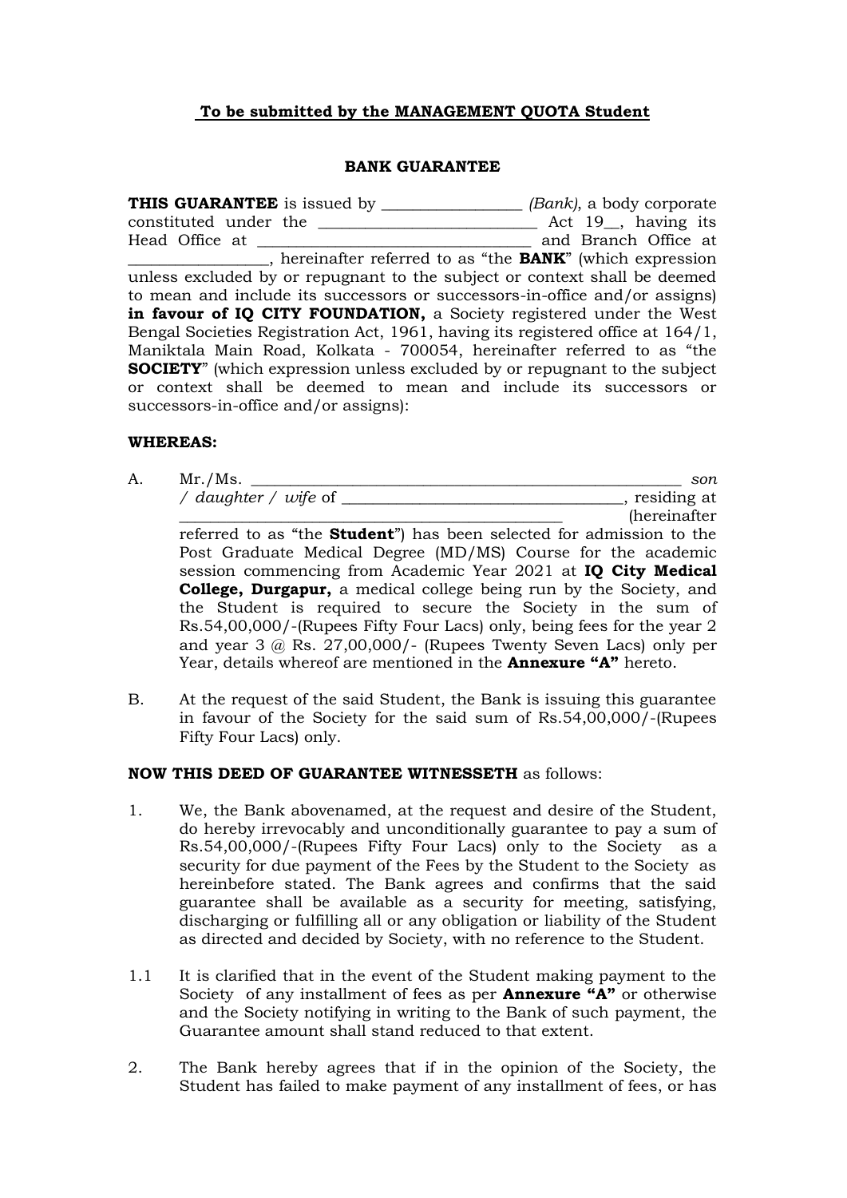**To be submitted by the MANAGEMENT QUOTA Student**

**BANK GUARANTEE**

**THIS GUARANTEE** is issued by _________________ *(Bank)*, a body corporate constituted under the ___________________________ Act 19__, having its Head Office at _________________________________ and Branch Office at _________________, hereinafter referred to as "the **BANK**" (which expression unless excluded by or repugnant to the subject or context shall be deemed to mean and include its successors or successors-in-office and/or assigns) **in favour of IQ CITY FOUNDATION,** a Society registered under the West Bengal Societies Registration Act, 1961, having its registered office at 164/1, Maniktala Main Road, Kolkata - 700054, hereinafter referred to as "the **SOCIETY**" (which expression unless excluded by or repugnant to the subject or context shall be deemed to mean and include its successors or successors-in-office and/or assigns):

**WHEREAS:**

A. Mr./Ms. ________________________________________________________ *son / daughter / wife* of __________________________________, residing at ______________________________________________ (hereinafter referred to as "the **Student**") has been selected for admission to the Post Graduate Medical Degree (MD/MS) Course for the academic session commencing from Academic Year 2021 at **IQ City Medical College, Durgapur,** a medical college being run by the Society, and the Student is required to secure the Society in the sum of Rs.54,00,000/-(Rupees Fifty Four Lacs) only, being fees for the year 2 and year 3 @ Rs. 27,00,000/- (Rupees Twenty Seven Lacs) only per Year, details whereof are mentioned in the **Annexure "A"** hereto.

B. At the request of the said Student, the Bank is issuing this guarantee in favour of the Society for the said sum of Rs.54,00,000/-(Rupees Fifty Four Lacs) only.

**NOW THIS DEED OF GUARANTEE WITNESSETH** as follows:

1. We, the Bank abovenamed, at the request and desire of the Student, do hereby irrevocably and unconditionally guarantee to pay a sum of Rs.54,00,000/-(Rupees Fifty Four Lacs) only to the Society as a security for due payment of the Fees by the Student to the Society as hereinbefore stated. The Bank agrees and confirms that the said guarantee shall be available as a security for meeting, satisfying, discharging or fulfilling all or any obligation or liability of the Student as directed and decided by Society, with no reference to the Student.

1.1 It is clarified that in the event of the Student making payment to the Society of any installment of fees as per **Annexure "A"** or otherwise and the Society notifying in writing to the Bank of such payment, the Guarantee amount shall stand reduced to that extent.

2. The Bank hereby agrees that if in the opinion of the Society, the Student has failed to make payment of any installment of fees, or has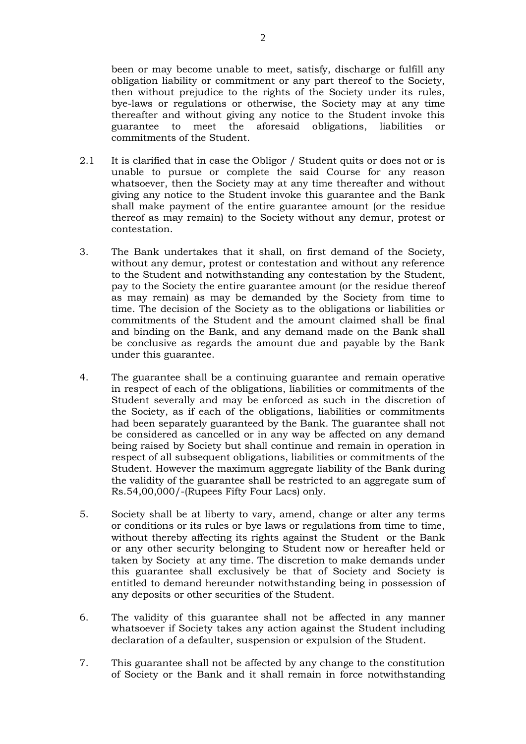been or may become unable to meet, satisfy, discharge or fulfill any obligation liability or commitment or any part thereof to the Society, then without prejudice to the rights of the Society under its rules, bye-laws or regulations or otherwise, the Society may at any time thereafter and without giving any notice to the Student invoke this guarantee to meet the aforesaid obligations, liabilities or commitments of the Student.

2.1 It is clarified that in case the Obligor / Student quits or does not or is unable to pursue or complete the said Course for any reason whatsoever, then the Society may at any time thereafter and without giving any notice to the Student invoke this guarantee and the Bank shall make payment of the entire guarantee amount (or the residue thereof as may remain) to the Society without any demur, protest or contestation.

3. The Bank undertakes that it shall, on first demand of the Society, without any demur, protest or contestation and without any reference to the Student and notwithstanding any contestation by the Student, pay to the Society the entire guarantee amount (or the residue thereof as may remain) as may be demanded by the Society from time to time. The decision of the Society as to the obligations or liabilities or commitments of the Student and the amount claimed shall be final and binding on the Bank, and any demand made on the Bank shall be conclusive as regards the amount due and payable by the Bank under this guarantee.

4. The guarantee shall be a continuing guarantee and remain operative in respect of each of the obligations, liabilities or commitments of the Student severally and may be enforced as such in the discretion of the Society, as if each of the obligations, liabilities or commitments had been separately guaranteed by the Bank. The guarantee shall not be considered as cancelled or in any way be affected on any demand being raised by Society but shall continue and remain in operation in respect of all subsequent obligations, liabilities or commitments of the Student. However the maximum aggregate liability of the Bank during the validity of the guarantee shall be restricted to an aggregate sum of Rs.54,00,000/-(Rupees Fifty Four Lacs) only.

5. Society shall be at liberty to vary, amend, change or alter any terms or conditions or its rules or bye laws or regulations from time to time, without thereby affecting its rights against the Student or the Bank or any other security belonging to Student now or hereafter held or taken by Society at any time. The discretion to make demands under this guarantee shall exclusively be that of Society and Society is entitled to demand hereunder notwithstanding being in possession of any deposits or other securities of the Student.

6. The validity of this guarantee shall not be affected in any manner whatsoever if Society takes any action against the Student including declaration of a defaulter, suspension or expulsion of the Student.

7. This guarantee shall not be affected by any change to the constitution of Society or the Bank and it shall remain in force notwithstanding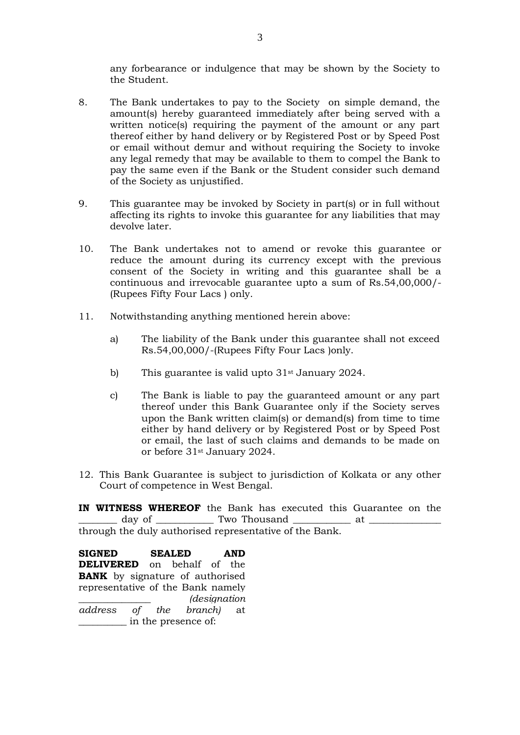any forbearance or indulgence that may be shown by the Society to the Student.

8. The Bank undertakes to pay to the Society on simple demand, the amount(s) hereby guaranteed immediately after being served with a written notice(s) requiring the payment of the amount or any part thereof either by hand delivery or by Registered Post or by Speed Post or email without demur and without requiring the Society to invoke any legal remedy that may be available to them to compel the Bank to pay the same even if the Bank or the Student consider such demand of the Society as unjustified.

9. This guarantee may be invoked by Society in part(s) or in full without affecting its rights to invoke this guarantee for any liabilities that may devolve later.

10. The Bank undertakes not to amend or revoke this guarantee or reduce the amount during its currency except with the previous consent of the Society in writing and this guarantee shall be a continuous and irrevocable guarantee upto a sum of Rs.54,00,000/- (Rupees Fifty Four Lacs ) only.

11. Notwithstanding anything mentioned herein above:

    a) The liability of the Bank under this guarantee shall not exceed Rs.54,00,000/-(Rupees Fifty Four Lacs )only.

    b) This guarantee is valid upto 31st January 2024.

    c) The Bank is liable to pay the guaranteed amount or any part thereof under this Bank Guarantee only if the Society serves upon the Bank written claim(s) or demand(s) from time to time either by hand delivery or by Registered Post or by Speed Post or email, the last of such claims and demands to be made on or before 31st January 2024.

12. This Bank Guarantee is subject to jurisdiction of Kolkata or any other Court of competence in West Bengal.

**IN WITNESS WHEREOF** the Bank has executed this Guarantee on the ________ day of ____________ Two Thousand ____________ at _______________ through the duly authorised representative of the Bank.

**SIGNED SEALED AND DELIVERED** on behalf of the **BANK** by signature of authorised representative of the Bank namely _______________ *(designation address of the branch)* at __________ in the presence of: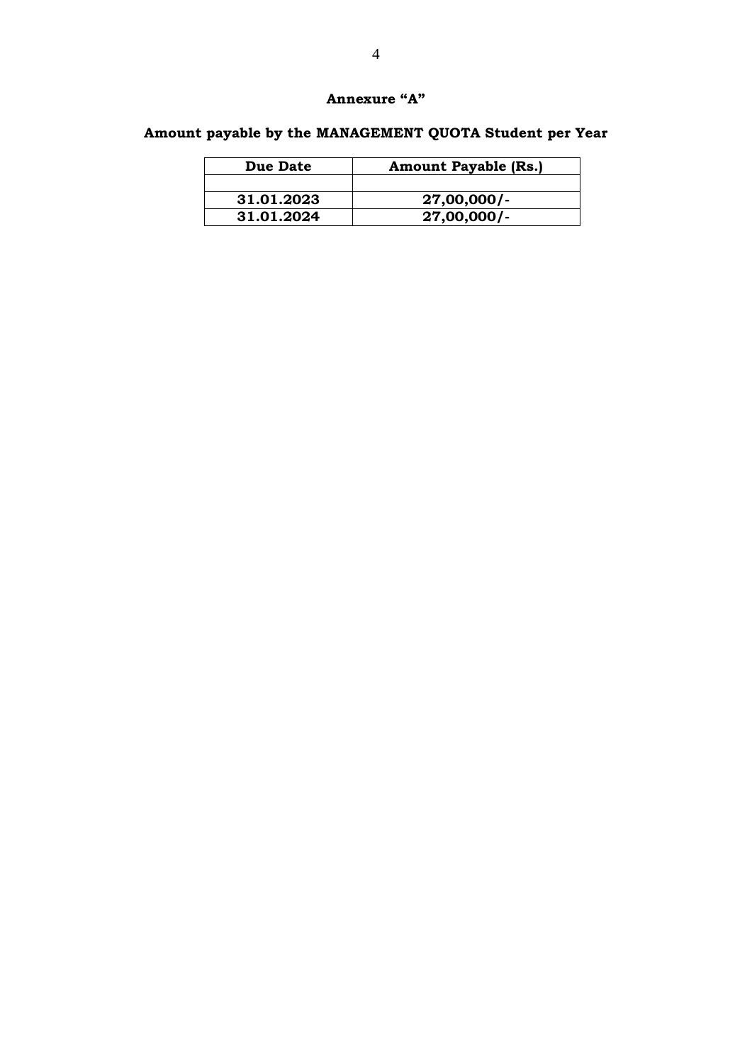# Annexure "A"

## Amount payable by the MANAGEMENT QUOTA Student per Year

| Due Date | Amount Payable (Rs.) |
|---|---|
| | |
| **31.01.2023** | **27,00,000/-** |
| **31.01.2024** | **27,00,000/-** |